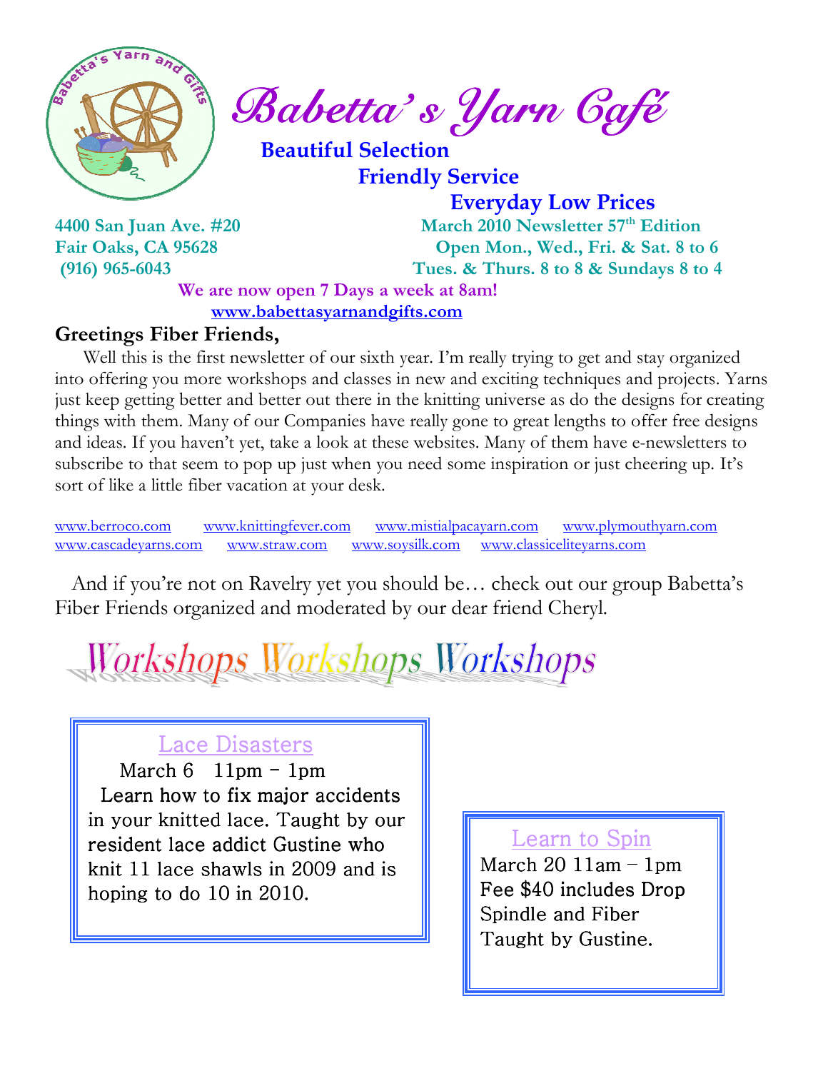# Babetta's Yarn Café

**Beautiful Selection**
**Friendly Service**
**Everyday Low Prices**

**4400 San Juan Ave. #20**
**Fair Oaks, CA 95628**
**(916) 965-6043**

**March 2010 Newsletter 57th Edition**
**Open Mon., Wed., Fri. & Sat. 8 to 6**
**Tues. & Thurs. 8 to 8 & Sundays 8 to 4**

**We are now open 7 Days a week at 8am!**
**www.babettasyarnandgifts.com**

**Greetings Fiber Friends,**

Well this is the first newsletter of our sixth year. I'm really trying to get and stay organized into offering you more workshops and classes in new and exciting techniques and projects. Yarns just keep getting better and better out there in the knitting universe as do the designs for creating things with them. Many of our Companies have really gone to great lengths to offer free designs and ideas. If you haven't yet, take a look at these websites. Many of them have e-newsletters to subscribe to that seem to pop up just when you need some inspiration or just cheering up. It's sort of like a little fiber vacation at your desk.

www.berroco.com www.knittingfever.com www.mistialpacayarn.com www.plymouthyarn.com www.cascadeyarns.com www.straw.com www.soysilk.com www.classiceliteyarns.com

And if you're not on Ravelry yet you should be… check out our group Babetta's Fiber Friends organized and moderated by our dear friend Cheryl.

## Workshops Workshops Workshops

### Lace Disasters

March 6 11pm – 1pm
Learn how to fix major accidents in your knitted lace. Taught by our resident lace addict Gustine who knit 11 lace shawls in 2009 and is hoping to do 10 in 2010.

### Learn to Spin

March 20 11am – 1pm
Fee $40 includes Drop Spindle and Fiber
Taught by Gustine.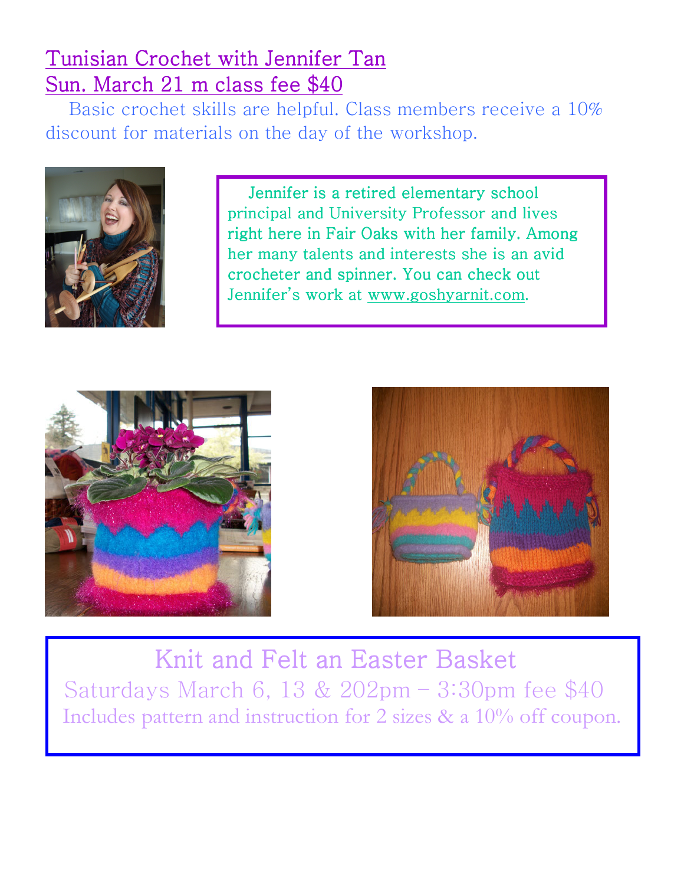## Tunisian Crochet with Jennifer Tan
## Sun. March 21 m class fee $40

Basic crochet skills are helpful. Class members receive a 10% discount for materials on the day of the workshop.

Jennifer is a retired elementary school principal and University Professor and lives right here in Fair Oaks with her family. Among her many talents and interests she is an avid crocheter and spinner. You can check out Jennifer's work at www.goshyarnit.com.

## Knit and Felt an Easter Basket

Saturdays March 6, 13 & 202pm – 3:30pm fee $40

Includes pattern and instruction for 2 sizes & a 10% off coupon.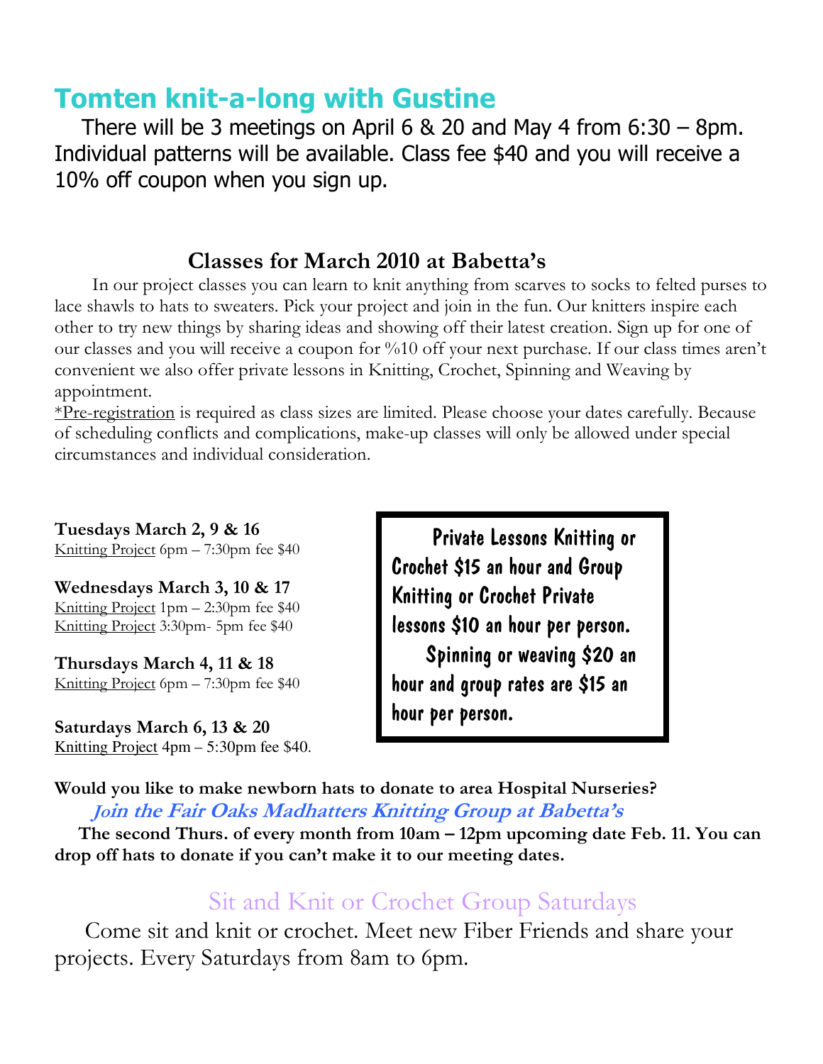## Tomten knit-a-long with Gustine

There will be 3 meetings on April 6 & 20 and May 4 from 6:30 – 8pm. Individual patterns will be available. Class fee $40 and you will receive a 10% off coupon when you sign up.

### Classes for March 2010 at Babetta's

In our project classes you can learn to knit anything from scarves to socks to felted purses to lace shawls to hats to sweaters. Pick your project and join in the fun. Our knitters inspire each other to try new things by sharing ideas and showing off their latest creation. Sign up for one of our classes and you will receive a coupon for %10 off your next purchase. If our class times aren't convenient we also offer private lessons in Knitting, Crochet, Spinning and Weaving by appointment.

*Pre-registration is required as class sizes are limited. Please choose your dates carefully. Because of scheduling conflicts and complications, make-up classes will only be allowed under special circumstances and individual consideration.

**Tuesdays March 2, 9 & 16**
Knitting Project 6pm – 7:30pm fee $40

**Wednesdays March 3, 10 & 17**
Knitting Project 1pm – 2:30pm fee $40
Knitting Project 3:30pm- 5pm fee $40

**Thursdays March 4, 11 & 18**
Knitting Project 6pm – 7:30pm fee $40

**Saturdays March 6, 13 & 20**
Knitting Project 4pm – 5:30pm fee $40.

Private Lessons Knitting or Crochet $15 an hour and Group Knitting or Crochet Private lessons $10 an hour per person.

Spinning or weaving $20 an hour and group rates are $15 an hour per person.

**Would you like to make newborn hats to donate to area Hospital Nurseries?**

***Join the Fair Oaks Madhatters Knitting Group at Babetta's***

**The second Thurs. of every month from 10am – 12pm upcoming date Feb. 11. You can drop off hats to donate if you can't make it to our meeting dates.**

### Sit and Knit or Crochet Group Saturdays

Come sit and knit or crochet. Meet new Fiber Friends and share your projects. Every Saturdays from 8am to 6pm.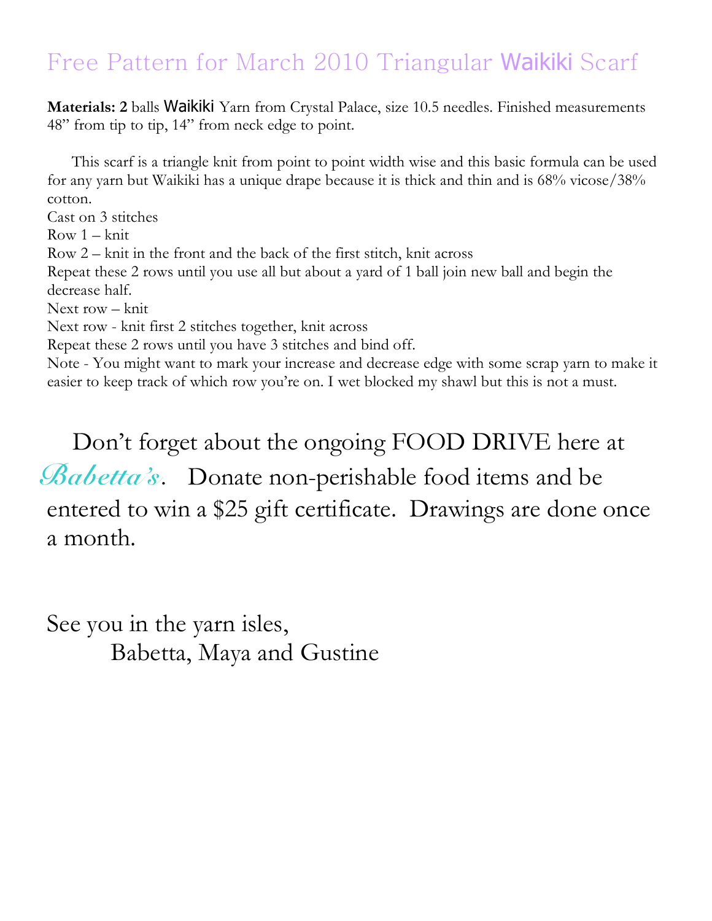# Free Pattern for March 2010 Triangular Waikiki Scarf

**Materials: 2** balls Waikiki Yarn from Crystal Palace, size 10.5 needles. Finished measurements 48" from tip to tip, 14" from neck edge to point.

This scarf is a triangle knit from point to point width wise and this basic formula can be used for any yarn but Waikiki has a unique drape because it is thick and thin and is 68% vicose/38% cotton.

Cast on 3 stitches
Row 1 – knit
Row 2 – knit in the front and the back of the first stitch, knit across
Repeat these 2 rows until you use all but about a yard of 1 ball join new ball and begin the decrease half.
Next row – knit
Next row - knit first 2 stitches together, knit across
Repeat these 2 rows until you have 3 stitches and bind off.
Note - You might want to mark your increase and decrease edge with some scrap yarn to make it easier to keep track of which row you're on. I wet blocked my shawl but this is not a must.

Don't forget about the ongoing FOOD DRIVE here at *Babetta's*. Donate non-perishable food items and be entered to win a $25 gift certificate. Drawings are done once a month.

See you in the yarn isles,
Babetta, Maya and Gustine